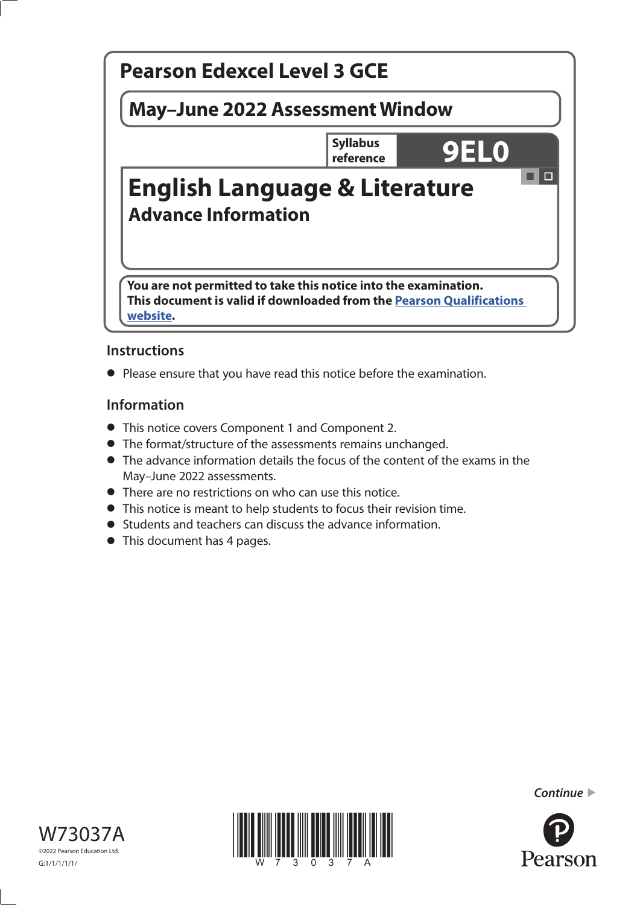# Pearson Edexcel Level 3 GCE

**May–June 2022 Assessment Window**

**Syllabus reference** **9EL0**

# English Language & Literature

## Advance Information

**You are not permitted to take this notice into the examination.**
**This document is valid if downloaded from the Pearson Qualifications website.**

### Instructions

- Please ensure that you have read this notice before the examination.

### Information

- This notice covers Component 1 and Component 2.
- The format/structure of the assessments remains unchanged.
- The advance information details the focus of the content of the exams in the May–June 2022 assessments.
- There are no restrictions on who can use this notice.
- This notice is meant to help students to focus their revision time.
- Students and teachers can discuss the advance information.
- This document has 4 pages.

*Continue*

W73037A

©2022 Pearson Education Ltd.

G:1/1/1/1/1/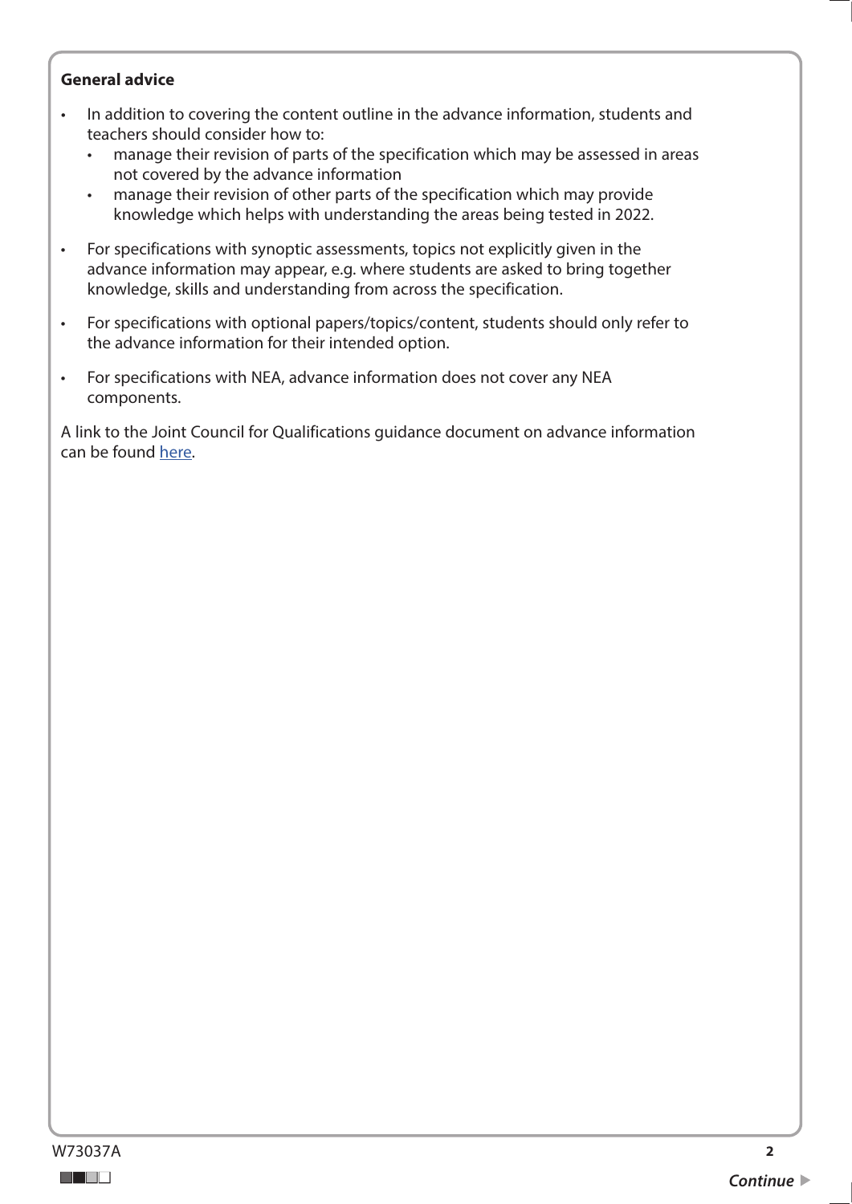**General advice**

- In addition to covering the content outline in the advance information, students and teachers should consider how to:
  - manage their revision of parts of the specification which may be assessed in areas not covered by the advance information
  - manage their revision of other parts of the specification which may provide knowledge which helps with understanding the areas being tested in 2022.
- For specifications with synoptic assessments, topics not explicitly given in the advance information may appear, e.g. where students are asked to bring together knowledge, skills and understanding from across the specification.
- For specifications with optional papers/topics/content, students should only refer to the advance information for their intended option.
- For specifications with NEA, advance information does not cover any NEA components.

A link to the Joint Council for Qualifications guidance document on advance information can be found here.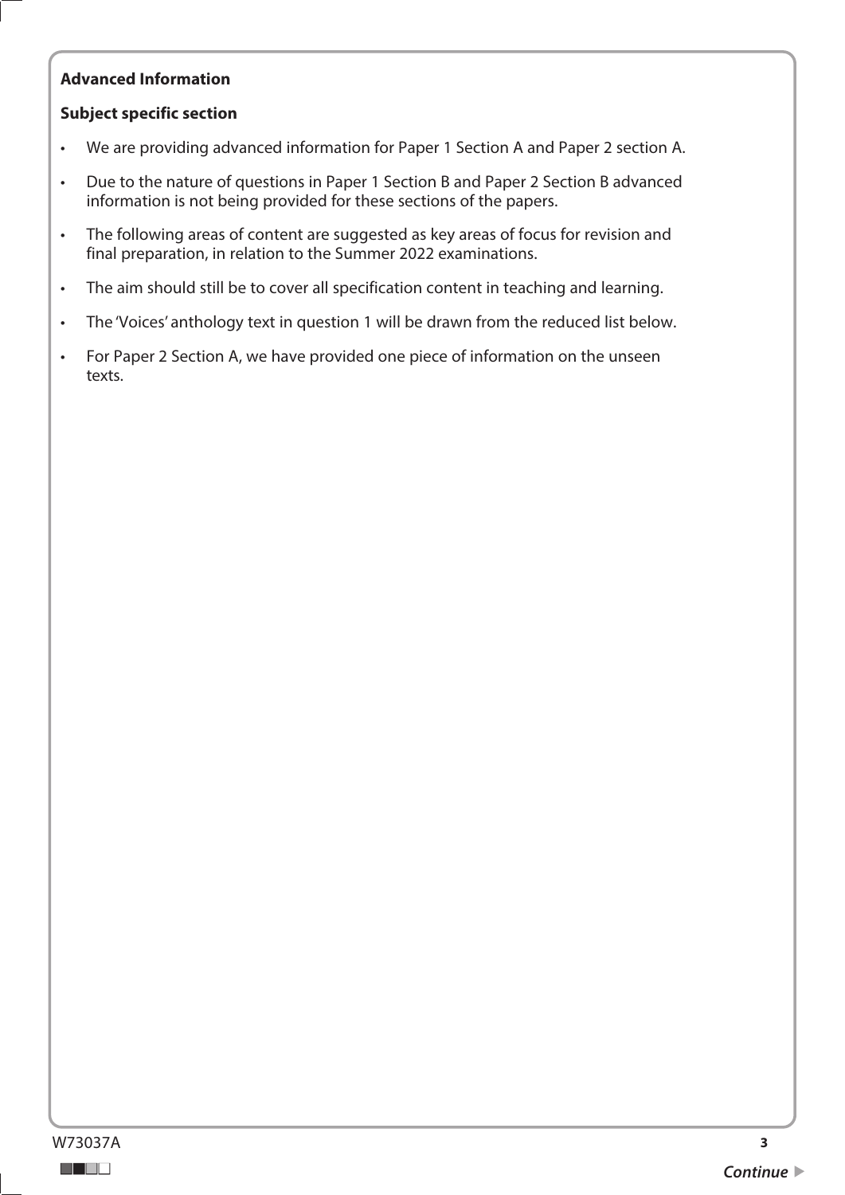**Advanced Information**

**Subject specific section**

- We are providing advanced information for Paper 1 Section A and Paper 2 section A.
- Due to the nature of questions in Paper 1 Section B and Paper 2 Section B advanced information is not being provided for these sections of the papers.
- The following areas of content are suggested as key areas of focus for revision and final preparation, in relation to the Summer 2022 examinations.
- The aim should still be to cover all specification content in teaching and learning.
- The 'Voices' anthology text in question 1 will be drawn from the reduced list below.
- For Paper 2 Section A, we have provided one piece of information on the unseen texts.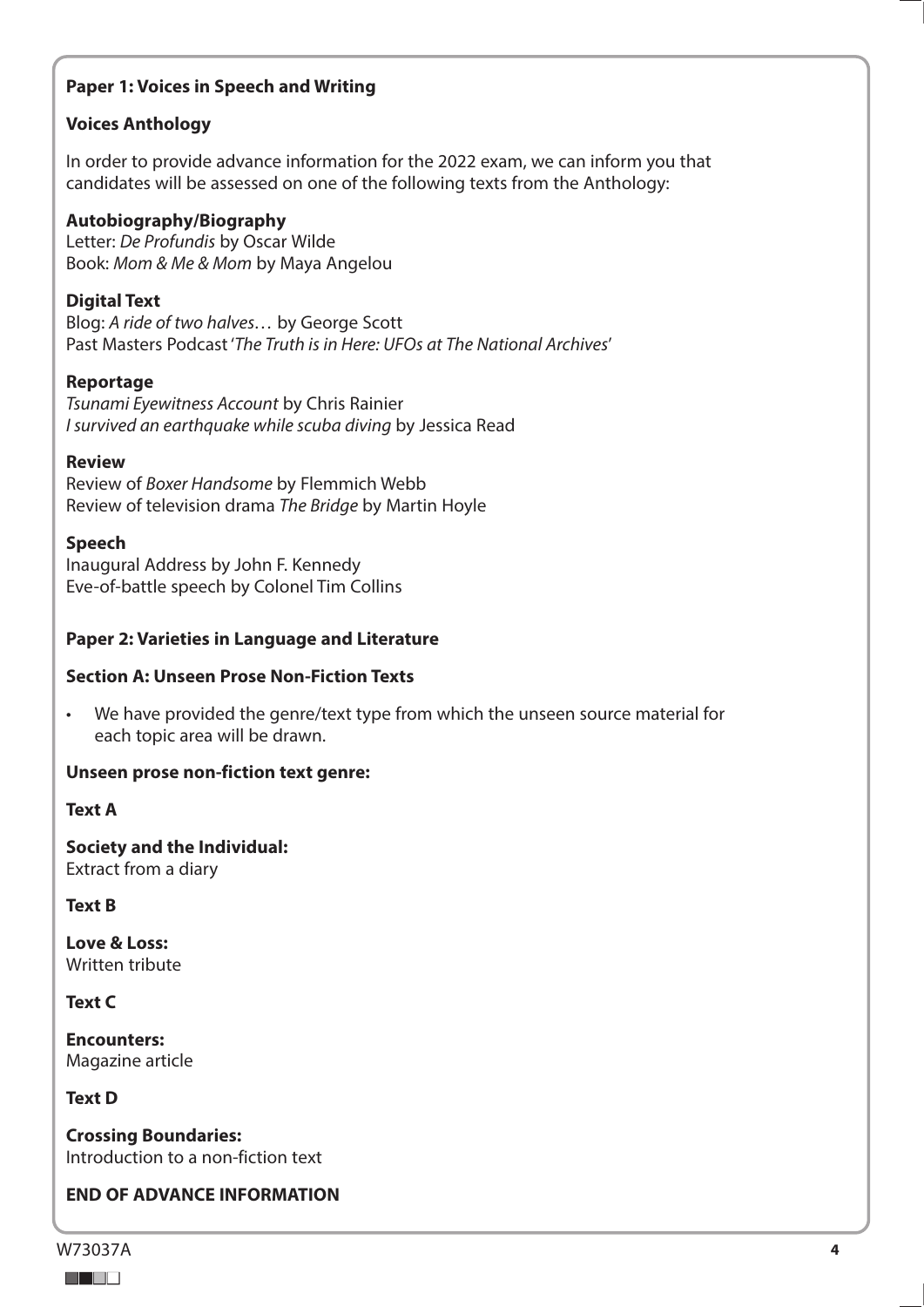**Paper 1: Voices in Speech and Writing**

**Voices Anthology**

In order to provide advance information for the 2022 exam, we can inform you that candidates will be assessed on one of the following texts from the Anthology:

**Autobiography/Biography**
Letter: *De Profundis* by Oscar Wilde
Book: *Mom & Me & Mom* by Maya Angelou

**Digital Text**
Blog: *A ride of two halves…* by George Scott
Past Masters Podcast '*The Truth is in Here: UFOs at The National Archives*'

**Reportage**
*Tsunami Eyewitness Account* by Chris Rainier
*I survived an earthquake while scuba diving* by Jessica Read

**Review**
Review of *Boxer Handsome* by Flemmich Webb
Review of television drama *The Bridge* by Martin Hoyle

**Speech**
Inaugural Address by John F. Kennedy
Eve-of-battle speech by Colonel Tim Collins

**Paper 2: Varieties in Language and Literature**

**Section A: Unseen Prose Non-Fiction Texts**

- We have provided the genre/text type from which the unseen source material for each topic area will be drawn.

**Unseen prose non-fiction text genre:**

**Text A**

**Society and the Individual:**
Extract from a diary

**Text B**

**Love & Loss:**
Written tribute

**Text C**

**Encounters:**
Magazine article

**Text D**

**Crossing Boundaries:**
Introduction to a non-fiction text

**END OF ADVANCE INFORMATION**